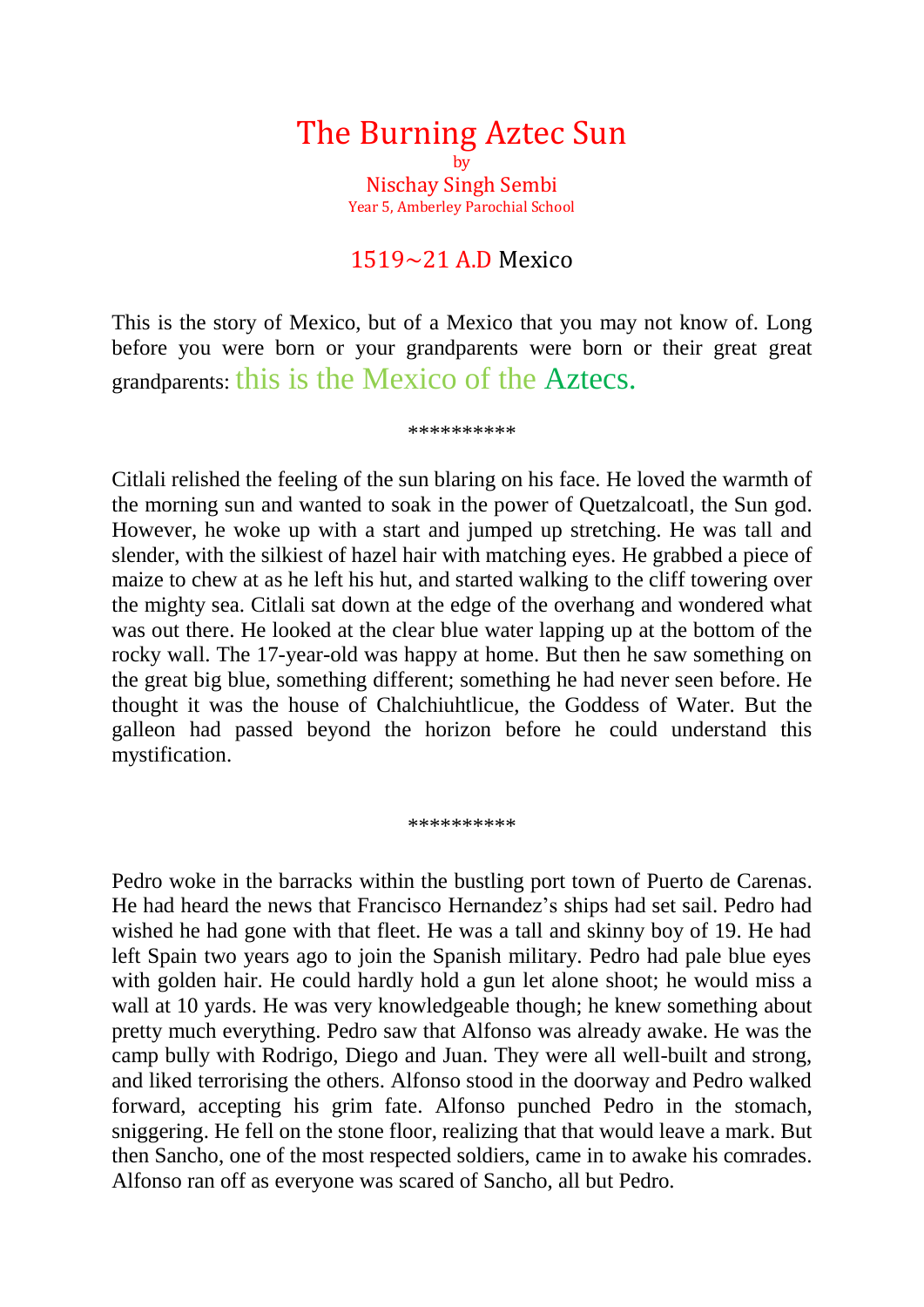# The Burning Aztec Sun

by

Nischay Singh Sembi

Year 5, Amberley Parochial School

## 1519~21 A.D Mexico

This is the story of Mexico, but of a Mexico that you may not know of. Long before you were born or your grandparents were born or their great great grandparents: this is the Mexico of the Aztecs.

**********

Citlali relished the feeling of the sun blaring on his face. He loved the warmth of the morning sun and wanted to soak in the power of Quetzalcoatl, the Sun god. However, he woke up with a start and jumped up stretching. He was tall and slender, with the silkiest of hazel hair with matching eyes. He grabbed a piece of maize to chew at as he left his hut, and started walking to the cliff towering over the mighty sea. Citlali sat down at the edge of the overhang and wondered what was out there. He looked at the clear blue water lapping up at the bottom of the rocky wall. The 17-year-old was happy at home. But then he saw something on the great big blue, something different; something he had never seen before. He thought it was the house of Chalchiuhtlicue, the Goddess of Water. But the galleon had passed beyond the horizon before he could understand this mystification.

**********

Pedro woke in the barracks within the bustling port town of Puerto de Carenas. He had heard the news that Francisco Hernandez's ships had set sail. Pedro had wished he had gone with that fleet. He was a tall and skinny boy of 19. He had left Spain two years ago to join the Spanish military. Pedro had pale blue eyes with golden hair. He could hardly hold a gun let alone shoot; he would miss a wall at 10 yards. He was very knowledgeable though; he knew something about pretty much everything. Pedro saw that Alfonso was already awake. He was the camp bully with Rodrigo, Diego and Juan. They were all well-built and strong, and liked terrorising the others. Alfonso stood in the doorway and Pedro walked forward, accepting his grim fate. Alfonso punched Pedro in the stomach, sniggering. He fell on the stone floor, realizing that that would leave a mark. But then Sancho, one of the most respected soldiers, came in to awake his comrades. Alfonso ran off as everyone was scared of Sancho, all but Pedro.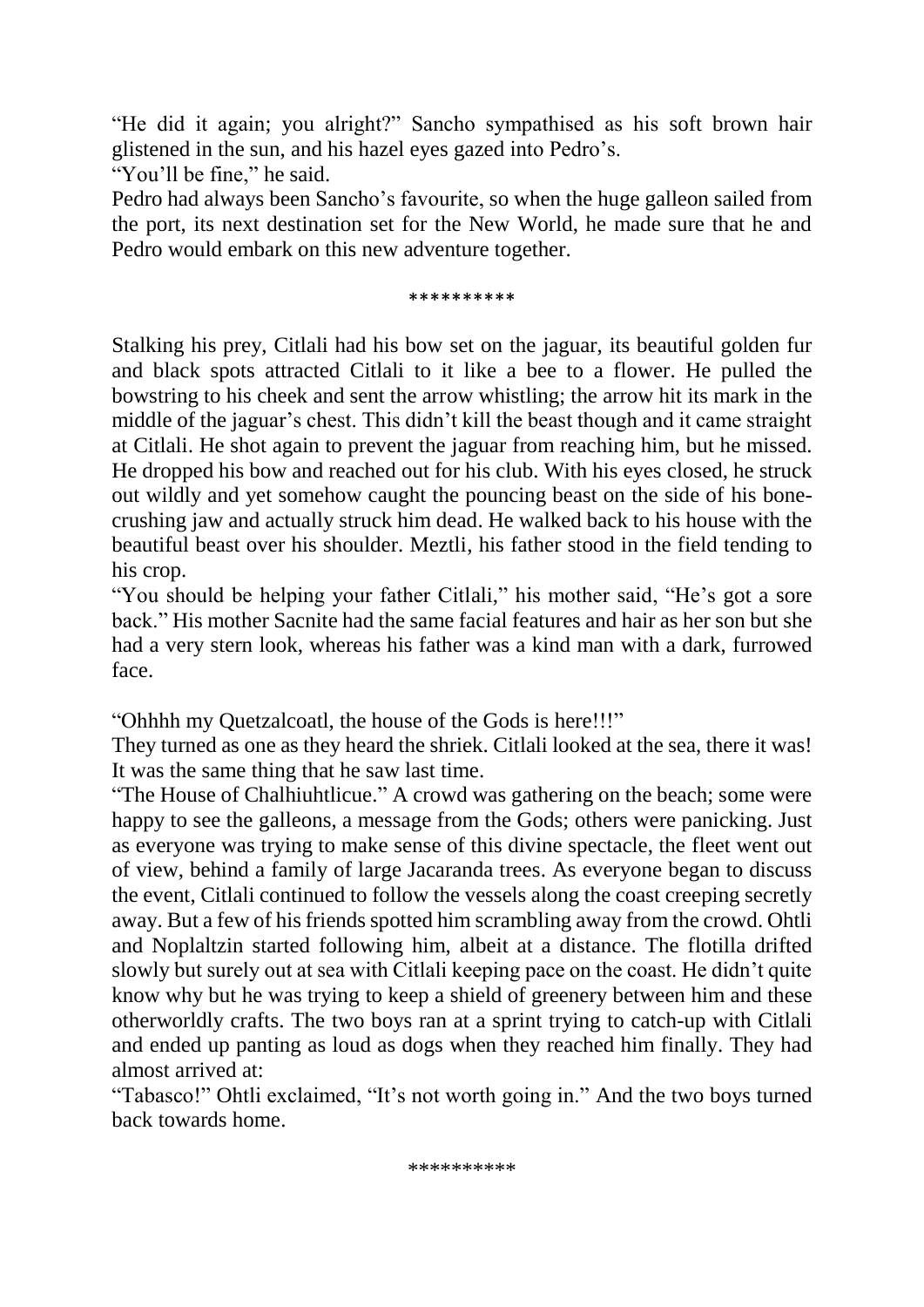"He did it again; you alright?" Sancho sympathised as his soft brown hair glistened in the sun, and his hazel eyes gazed into Pedro's.

"You'll be fine," he said.

Pedro had always been Sancho's favourite, so when the huge galleon sailed from the port, its next destination set for the New World, he made sure that he and Pedro would embark on this new adventure together.

\*\*\*\*\*\*\*\*\*\*

Stalking his prey, Citlali had his bow set on the jaguar, its beautiful golden fur and black spots attracted Citlali to it like a bee to a flower. He pulled the bowstring to his cheek and sent the arrow whistling; the arrow hit its mark in the middle of the jaguar's chest. This didn't kill the beast though and it came straight at Citlali. He shot again to prevent the jaguar from reaching him, but he missed. He dropped his bow and reached out for his club. With his eyes closed, he struck out wildly and yet somehow caught the pouncing beast on the side of his bone-crushing jaw and actually struck him dead. He walked back to his house with the beautiful beast over his shoulder. Meztli, his father stood in the field tending to his crop.

"You should be helping your father Citlali," his mother said, "He's got a sore back." His mother Sacnite had the same facial features and hair as her son but she had a very stern look, whereas his father was a kind man with a dark, furrowed face.

"Ohhhh my Quetzalcoatl, the house of the Gods is here!!!"

They turned as one as they heard the shriek. Citlali looked at the sea, there it was! It was the same thing that he saw last time.

"The House of Chalhiuhtlicue." A crowd was gathering on the beach; some were happy to see the galleons, a message from the Gods; others were panicking. Just as everyone was trying to make sense of this divine spectacle, the fleet went out of view, behind a family of large Jacaranda trees. As everyone began to discuss the event, Citlali continued to follow the vessels along the coast creeping secretly away. But a few of his friends spotted him scrambling away from the crowd. Ohtli and Noplaltzin started following him, albeit at a distance. The flotilla drifted slowly but surely out at sea with Citlali keeping pace on the coast. He didn't quite know why but he was trying to keep a shield of greenery between him and these otherworldly crafts. The two boys ran at a sprint trying to catch-up with Citlali and ended up panting as loud as dogs when they reached him finally. They had almost arrived at:

"Tabasco!" Ohtli exclaimed, "It's not worth going in." And the two boys turned back towards home.

\*\*\*\*\*\*\*\*\*\*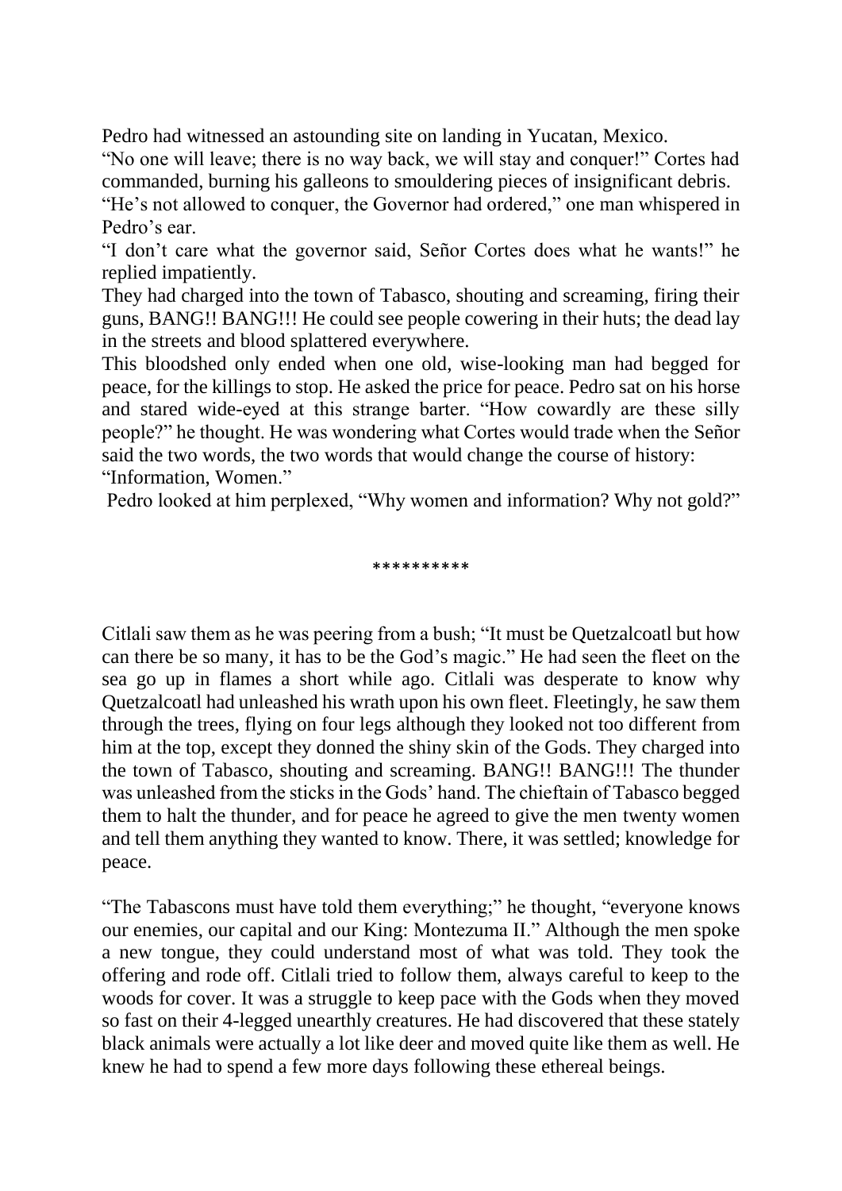Pedro had witnessed an astounding site on landing in Yucatan, Mexico.

"No one will leave; there is no way back, we will stay and conquer!" Cortes had commanded, burning his galleons to smouldering pieces of insignificant debris.

"He's not allowed to conquer, the Governor had ordered," one man whispered in Pedro's ear.

"I don't care what the governor said, Señor Cortes does what he wants!" he replied impatiently.

They had charged into the town of Tabasco, shouting and screaming, firing their guns, BANG!! BANG!!! He could see people cowering in their huts; the dead lay in the streets and blood splattered everywhere.

This bloodshed only ended when one old, wise-looking man had begged for peace, for the killings to stop. He asked the price for peace. Pedro sat on his horse and stared wide-eyed at this strange barter. "How cowardly are these silly people?" he thought. He was wondering what Cortes would trade when the Señor said the two words, the two words that would change the course of history: "Information, Women."

Pedro looked at him perplexed, "Why women and information? Why not gold?"

\*\*\*\*\*\*\*\*\*\*

Citlali saw them as he was peering from a bush; "It must be Quetzalcoatl but how can there be so many, it has to be the God's magic." He had seen the fleet on the sea go up in flames a short while ago. Citlali was desperate to know why Quetzalcoatl had unleashed his wrath upon his own fleet. Fleetingly, he saw them through the trees, flying on four legs although they looked not too different from him at the top, except they donned the shiny skin of the Gods. They charged into the town of Tabasco, shouting and screaming. BANG!! BANG!!! The thunder was unleashed from the sticks in the Gods' hand. The chieftain of Tabasco begged them to halt the thunder, and for peace he agreed to give the men twenty women and tell them anything they wanted to know. There, it was settled; knowledge for peace.

"The Tabascons must have told them everything;" he thought, "everyone knows our enemies, our capital and our King: Montezuma II." Although the men spoke a new tongue, they could understand most of what was told. They took the offering and rode off. Citlali tried to follow them, always careful to keep to the woods for cover. It was a struggle to keep pace with the Gods when they moved so fast on their 4-legged unearthly creatures. He had discovered that these stately black animals were actually a lot like deer and moved quite like them as well. He knew he had to spend a few more days following these ethereal beings.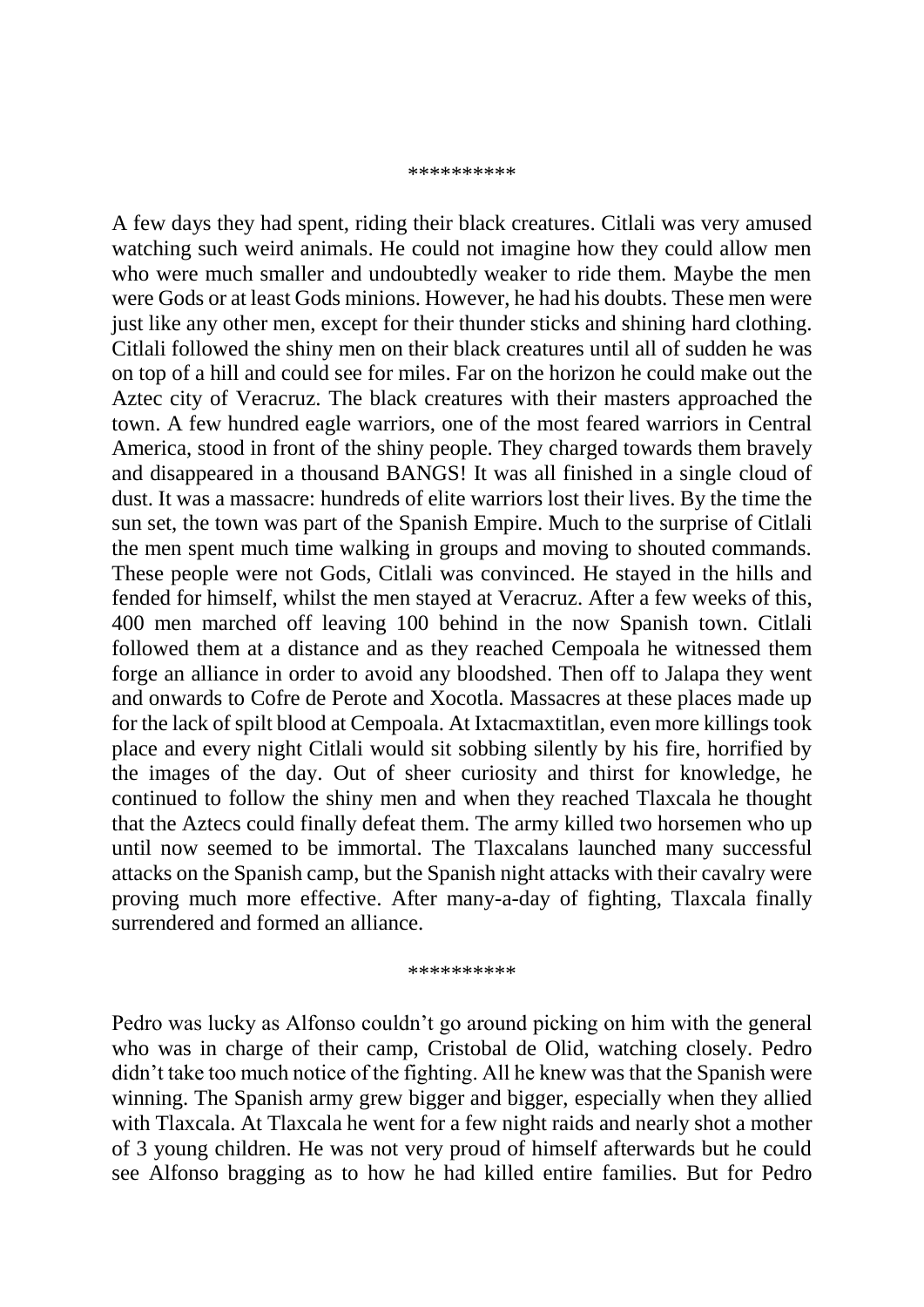\*\*\*\*\*\*\*\*\*\*

A few days they had spent, riding their black creatures. Citlali was very amused watching such weird animals. He could not imagine how they could allow men who were much smaller and undoubtedly weaker to ride them. Maybe the men were Gods or at least Gods minions. However, he had his doubts. These men were just like any other men, except for their thunder sticks and shining hard clothing. Citlali followed the shiny men on their black creatures until all of sudden he was on top of a hill and could see for miles. Far on the horizon he could make out the Aztec city of Veracruz. The black creatures with their masters approached the town. A few hundred eagle warriors, one of the most feared warriors in Central America, stood in front of the shiny people. They charged towards them bravely and disappeared in a thousand BANGS! It was all finished in a single cloud of dust. It was a massacre: hundreds of elite warriors lost their lives. By the time the sun set, the town was part of the Spanish Empire. Much to the surprise of Citlali the men spent much time walking in groups and moving to shouted commands. These people were not Gods, Citlali was convinced. He stayed in the hills and fended for himself, whilst the men stayed at Veracruz. After a few weeks of this, 400 men marched off leaving 100 behind in the now Spanish town. Citlali followed them at a distance and as they reached Cempoala he witnessed them forge an alliance in order to avoid any bloodshed. Then off to Jalapa they went and onwards to Cofre de Perote and Xocotla. Massacres at these places made up for the lack of spilt blood at Cempoala. At Ixtacmaxtitlan, even more killings took place and every night Citlali would sit sobbing silently by his fire, horrified by the images of the day. Out of sheer curiosity and thirst for knowledge, he continued to follow the shiny men and when they reached Tlaxcala he thought that the Aztecs could finally defeat them. The army killed two horsemen who up until now seemed to be immortal. The Tlaxcalans launched many successful attacks on the Spanish camp, but the Spanish night attacks with their cavalry were proving much more effective. After many-a-day of fighting, Tlaxcala finally surrendered and formed an alliance.

\*\*\*\*\*\*\*\*\*\*

Pedro was lucky as Alfonso couldn't go around picking on him with the general who was in charge of their camp, Cristobal de Olid, watching closely. Pedro didn't take too much notice of the fighting. All he knew was that the Spanish were winning. The Spanish army grew bigger and bigger, especially when they allied with Tlaxcala. At Tlaxcala he went for a few night raids and nearly shot a mother of 3 young children. He was not very proud of himself afterwards but he could see Alfonso bragging as to how he had killed entire families. But for Pedro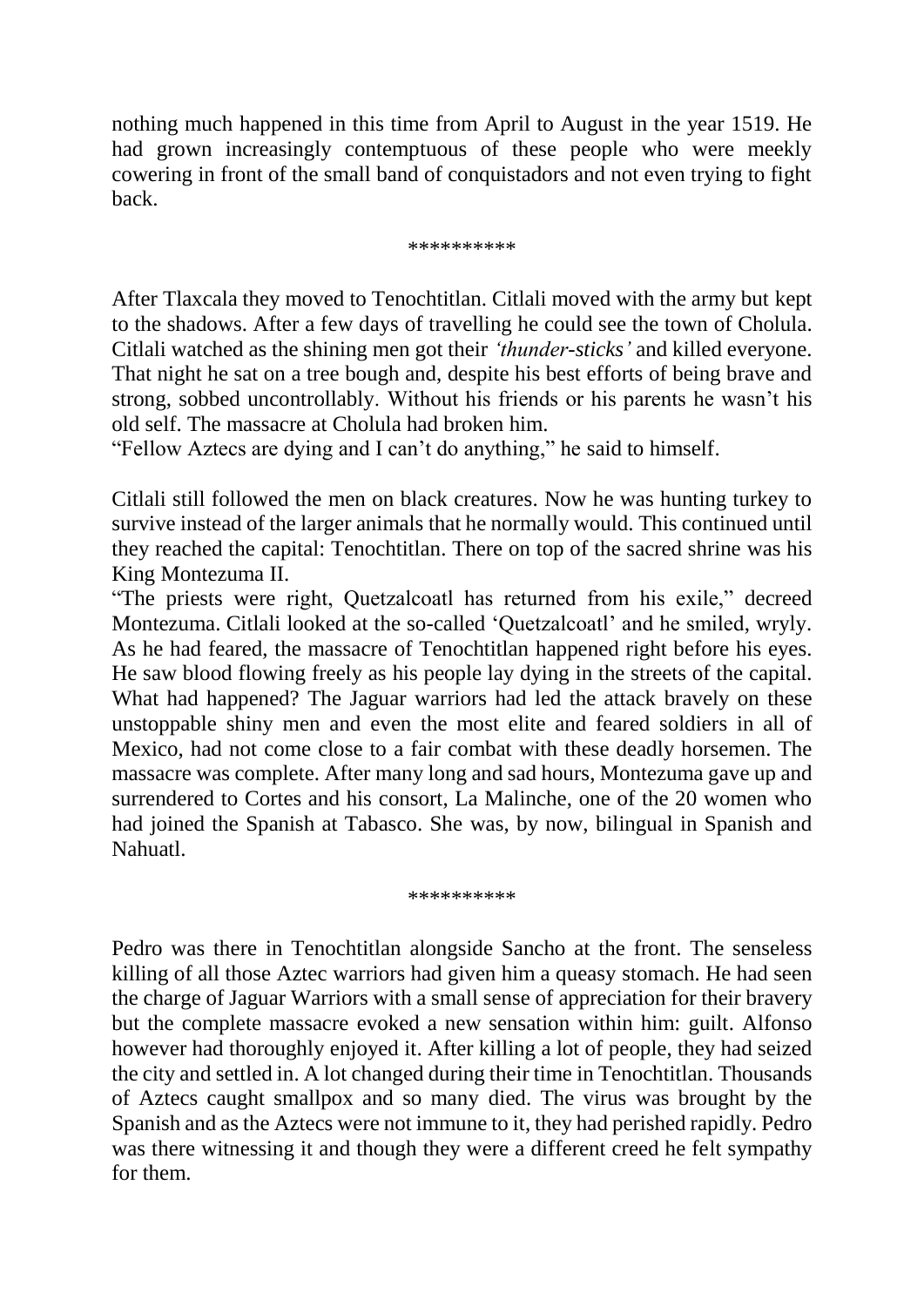nothing much happened in this time from April to August in the year 1519. He had grown increasingly contemptuous of these people who were meekly cowering in front of the small band of conquistadors and not even trying to fight back.

**********

After Tlaxcala they moved to Tenochtitlan. Citlali moved with the army but kept to the shadows. After a few days of travelling he could see the town of Cholula. Citlali watched as the shining men got their *'thunder-sticks'* and killed everyone. That night he sat on a tree bough and, despite his best efforts of being brave and strong, sobbed uncontrollably. Without his friends or his parents he wasn't his old self. The massacre at Cholula had broken him.
"Fellow Aztecs are dying and I can't do anything," he said to himself.

Citlali still followed the men on black creatures. Now he was hunting turkey to survive instead of the larger animals that he normally would. This continued until they reached the capital: Tenochtitlan. There on top of the sacred shrine was his King Montezuma II.
"The priests were right, Quetzalcoatl has returned from his exile," decreed Montezuma. Citlali looked at the so-called 'Quetzalcoatl' and he smiled, wryly. As he had feared, the massacre of Tenochtitlan happened right before his eyes. He saw blood flowing freely as his people lay dying in the streets of the capital. What had happened? The Jaguar warriors had led the attack bravely on these unstoppable shiny men and even the most elite and feared soldiers in all of Mexico, had not come close to a fair combat with these deadly horsemen. The massacre was complete. After many long and sad hours, Montezuma gave up and surrendered to Cortes and his consort, La Malinche, one of the 20 women who had joined the Spanish at Tabasco. She was, by now, bilingual in Spanish and Nahuatl.

**********

Pedro was there in Tenochtitlan alongside Sancho at the front. The senseless killing of all those Aztec warriors had given him a queasy stomach. He had seen the charge of Jaguar Warriors with a small sense of appreciation for their bravery but the complete massacre evoked a new sensation within him: guilt. Alfonso however had thoroughly enjoyed it. After killing a lot of people, they had seized the city and settled in. A lot changed during their time in Tenochtitlan. Thousands of Aztecs caught smallpox and so many died. The virus was brought by the Spanish and as the Aztecs were not immune to it, they had perished rapidly. Pedro was there witnessing it and though they were a different creed he felt sympathy for them.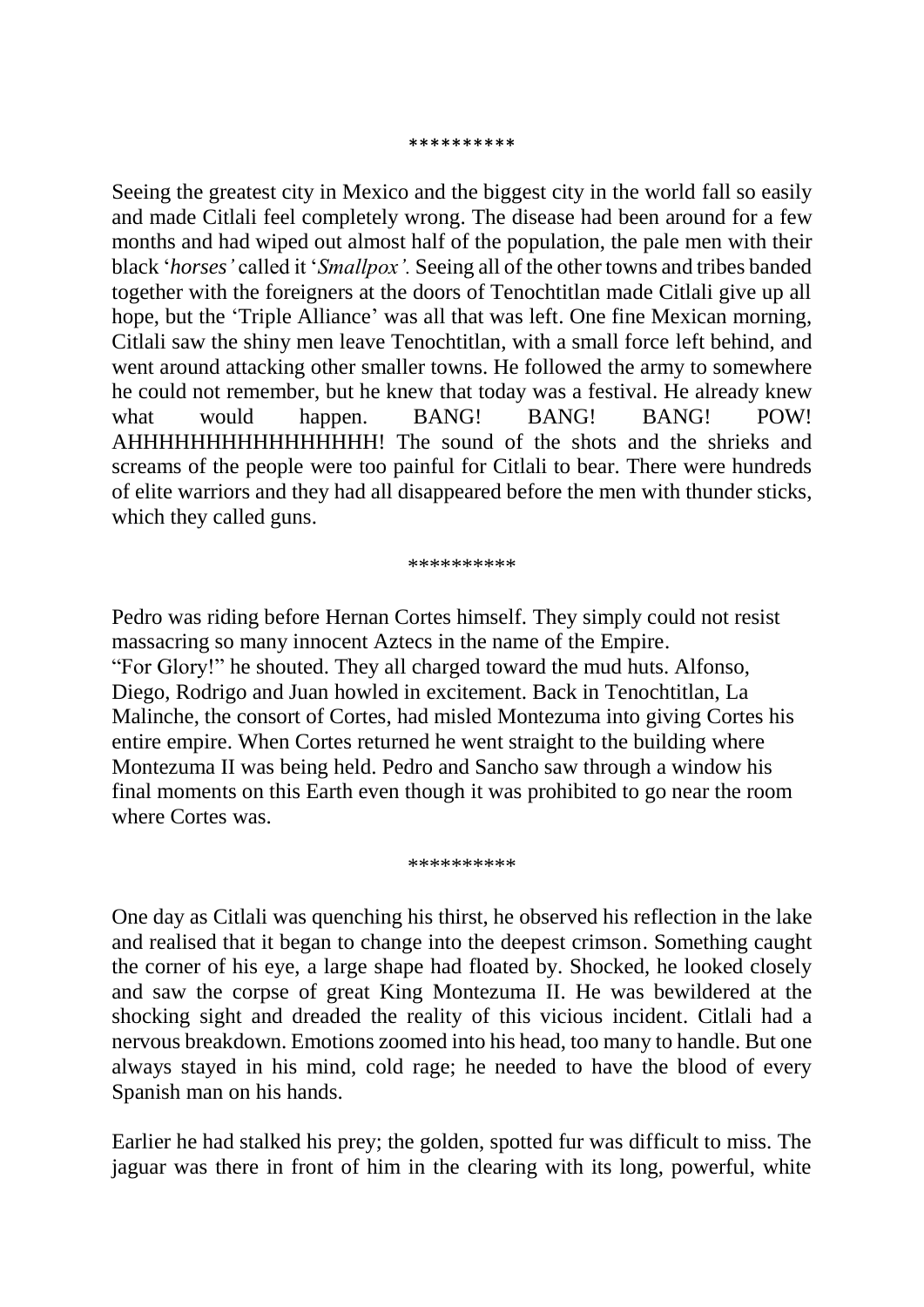\*\*\*\*\*\*\*\*\*\*

Seeing the greatest city in Mexico and the biggest city in the world fall so easily and made Citlali feel completely wrong. The disease had been around for a few months and had wiped out almost half of the population, the pale men with their black '*horses'* called it '*Smallpox'.* Seeing all of the other towns and tribes banded together with the foreigners at the doors of Tenochtitlan made Citlali give up all hope, but the 'Triple Alliance' was all that was left. One fine Mexican morning, Citlali saw the shiny men leave Tenochtitlan, with a small force left behind, and went around attacking other smaller towns. He followed the army to somewhere he could not remember, but he knew that today was a festival. He already knew what would happen. BANG! BANG! BANG! POW! AHHHHHHHHHHHHHHHH! The sound of the shots and the shrieks and screams of the people were too painful for Citlali to bear. There were hundreds of elite warriors and they had all disappeared before the men with thunder sticks, which they called guns.

\*\*\*\*\*\*\*\*\*\*

Pedro was riding before Hernan Cortes himself. They simply could not resist massacring so many innocent Aztecs in the name of the Empire.
"For Glory!" he shouted. They all charged toward the mud huts. Alfonso, Diego, Rodrigo and Juan howled in excitement. Back in Tenochtitlan, La Malinche, the consort of Cortes, had misled Montezuma into giving Cortes his entire empire. When Cortes returned he went straight to the building where Montezuma II was being held. Pedro and Sancho saw through a window his final moments on this Earth even though it was prohibited to go near the room where Cortes was.

\*\*\*\*\*\*\*\*\*\*

One day as Citlali was quenching his thirst, he observed his reflection in the lake and realised that it began to change into the deepest crimson. Something caught the corner of his eye, a large shape had floated by. Shocked, he looked closely and saw the corpse of great King Montezuma II. He was bewildered at the shocking sight and dreaded the reality of this vicious incident. Citlali had a nervous breakdown. Emotions zoomed into his head, too many to handle. But one always stayed in his mind, cold rage; he needed to have the blood of every Spanish man on his hands.

Earlier he had stalked his prey; the golden, spotted fur was difficult to miss. The jaguar was there in front of him in the clearing with its long, powerful, white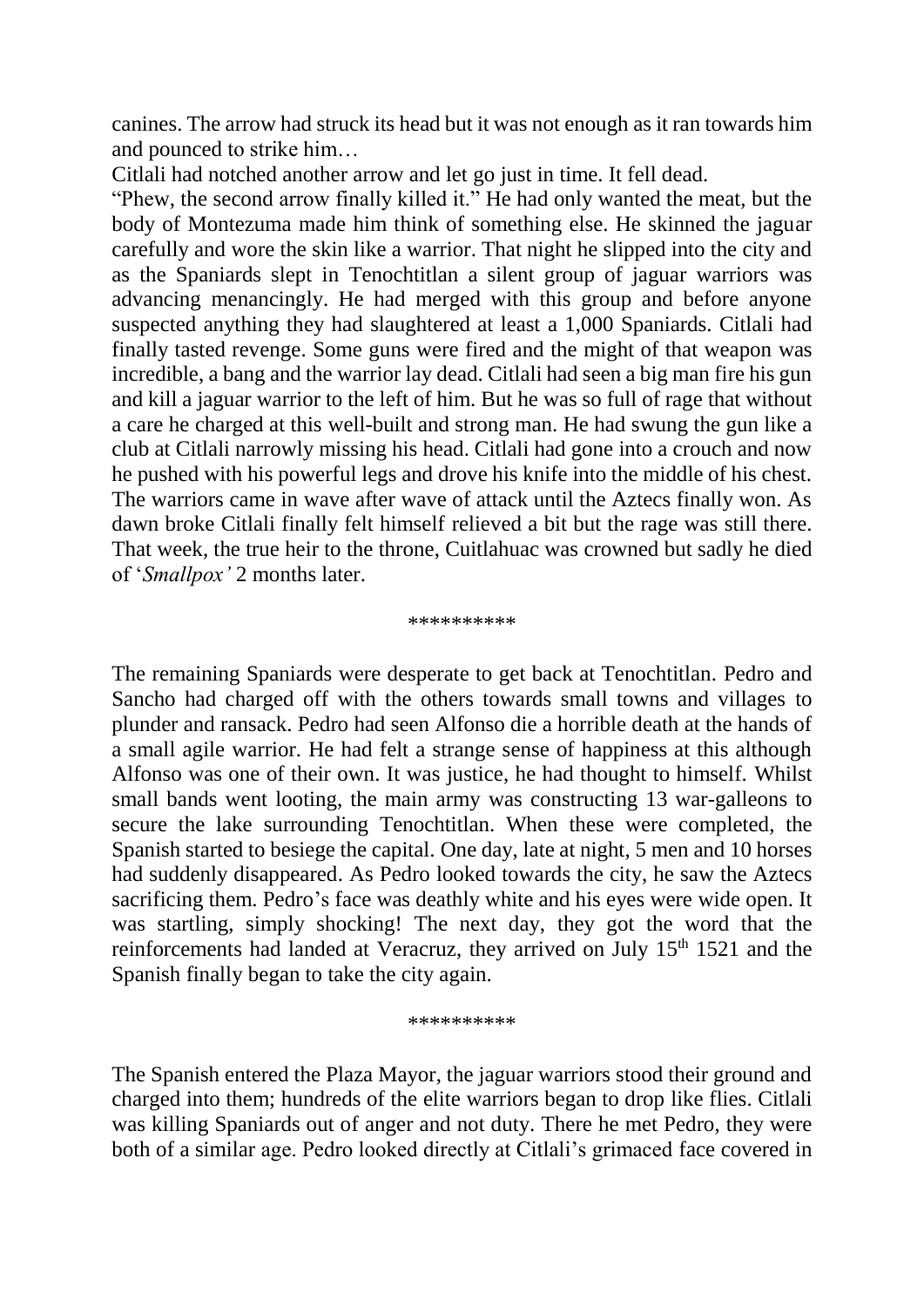canines. The arrow had struck its head but it was not enough as it ran towards him and pounced to strike him…

Citlali had notched another arrow and let go just in time. It fell dead.

"Phew, the second arrow finally killed it." He had only wanted the meat, but the body of Montezuma made him think of something else. He skinned the jaguar carefully and wore the skin like a warrior. That night he slipped into the city and as the Spaniards slept in Tenochtitlan a silent group of jaguar warriors was advancing menancingly. He had merged with this group and before anyone suspected anything they had slaughtered at least a 1,000 Spaniards. Citlali had finally tasted revenge. Some guns were fired and the might of that weapon was incredible, a bang and the warrior lay dead. Citlali had seen a big man fire his gun and kill a jaguar warrior to the left of him. But he was so full of rage that without a care he charged at this well-built and strong man. He had swung the gun like a club at Citlali narrowly missing his head. Citlali had gone into a crouch and now he pushed with his powerful legs and drove his knife into the middle of his chest. The warriors came in wave after wave of attack until the Aztecs finally won. As dawn broke Citlali finally felt himself relieved a bit but the rage was still there. That week, the true heir to the throne, Cuitlahuac was crowned but sadly he died of '*Smallpox'* 2 months later.

**********

The remaining Spaniards were desperate to get back at Tenochtitlan. Pedro and Sancho had charged off with the others towards small towns and villages to plunder and ransack. Pedro had seen Alfonso die a horrible death at the hands of a small agile warrior. He had felt a strange sense of happiness at this although Alfonso was one of their own. It was justice, he had thought to himself. Whilst small bands went looting, the main army was constructing 13 war-galleons to secure the lake surrounding Tenochtitlan. When these were completed, the Spanish started to besiege the capital. One day, late at night, 5 men and 10 horses had suddenly disappeared. As Pedro looked towards the city, he saw the Aztecs sacrificing them. Pedro's face was deathly white and his eyes were wide open. It was startling, simply shocking! The next day, they got the word that the reinforcements had landed at Veracruz, they arrived on July 15th 1521 and the Spanish finally began to take the city again.

**********

The Spanish entered the Plaza Mayor, the jaguar warriors stood their ground and charged into them; hundreds of the elite warriors began to drop like flies. Citlali was killing Spaniards out of anger and not duty. There he met Pedro, they were both of a similar age. Pedro looked directly at Citlali's grimaced face covered in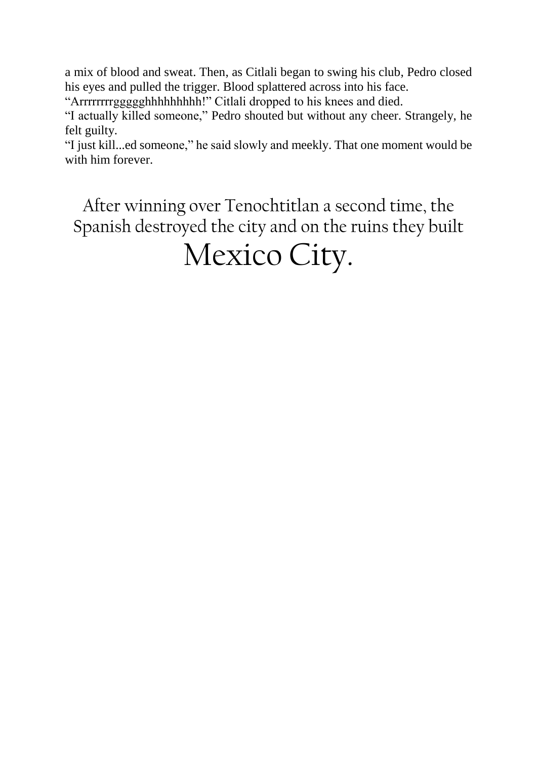a mix of blood and sweat. Then, as Citlali began to swing his club, Pedro closed his eyes and pulled the trigger. Blood splattered across into his face.

“Arrrrrrrrggggghhhhhhhhh!” Citlali dropped to his knees and died.

“I actually killed someone,” Pedro shouted but without any cheer. Strangely, he felt guilty.

“I just kill...ed someone,” he said slowly and meekly. That one moment would be with him forever.

After winning over Tenochtitlan a second time, the Spanish destroyed the city and on the ruins they built

# Mexico City.